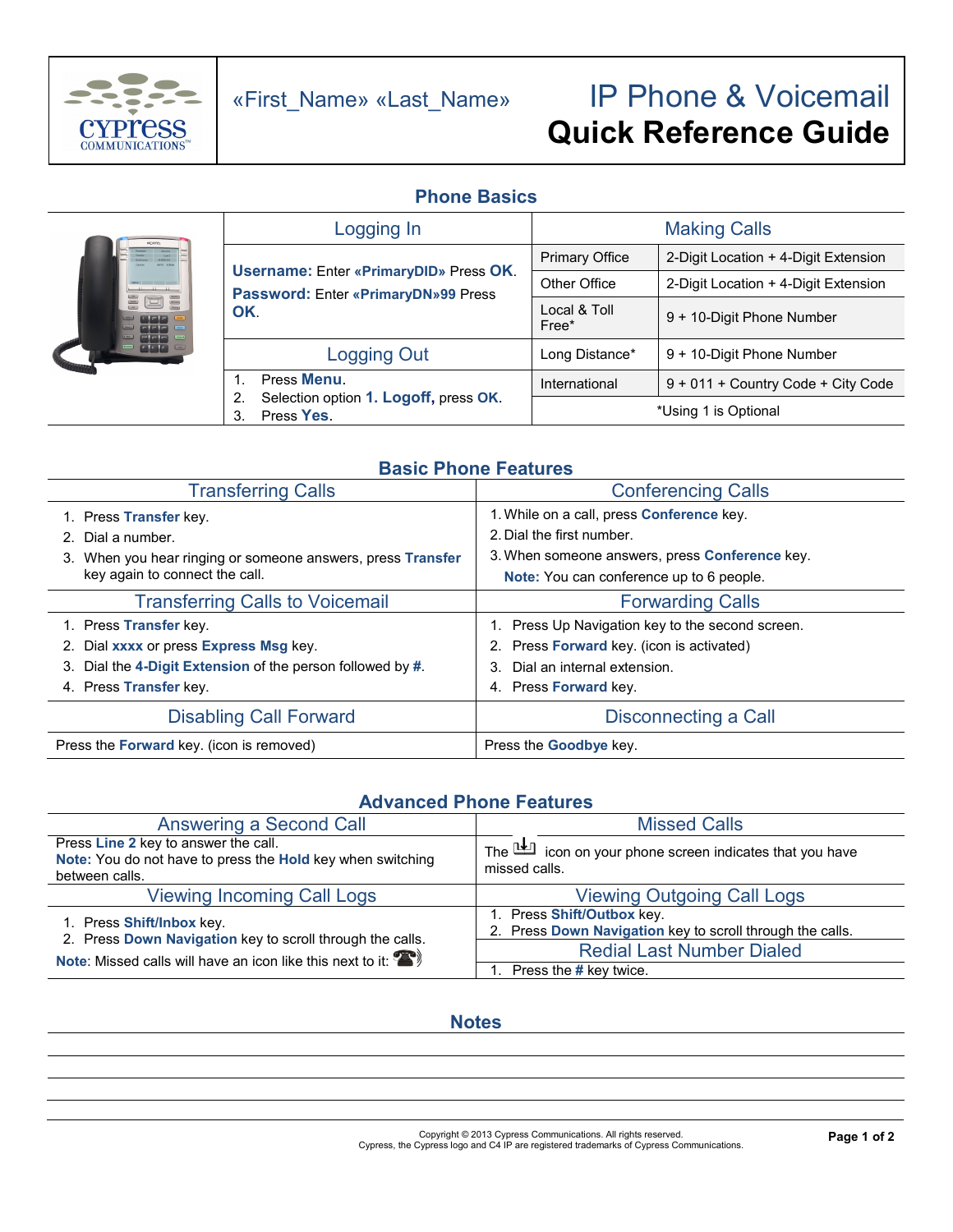«First_Name» «Last_Name»

# IP Phone & Voicemail **Quick Reference Guide**

## Phone Basics

### Logging In

**Username:** Enter **«PrimaryDID»** Press **OK**.
**Password:** Enter **«PrimaryDN»99** Press **OK**.

### Logging Out

1. Press **Menu**.
2. Selection option **1. Logoff**, press **OK**.
3. Press **Yes**.

### Making Calls

| Call Type | Dialing |
| --- | --- |
| Primary Office | 2-Digit Location + 4-Digit Extension |
| Other Office | 2-Digit Location + 4-Digit Extension |
| Local & Toll Free* | 9 + 10-Digit Phone Number |
| Long Distance* | 9 + 10-Digit Phone Number |
| International | 9 + 011 + Country Code + City Code |

*Using 1 is Optional

## Basic Phone Features

### Transferring Calls

1. Press **Transfer** key.
2. Dial a number.
3. When you hear ringing or someone answers, press **Transfer** key again to connect the call.

### Conferencing Calls

1. While on a call, press **Conference** key.
2. Dial the first number.
3. When someone answers, press **Conference** key.

**Note:** You can conference up to 6 people.

### Transferring Calls to Voicemail

1. Press **Transfer** key.
2. Dial **xxxx** or press **Express Msg** key.
3. Dial the **4-Digit Extension** of the person followed by **#**.
4. Press **Transfer** key.

### Forwarding Calls

1. Press Up Navigation key to the second screen.
2. Press **Forward** key. (icon is activated)
3. Dial an internal extension.
4. Press **Forward** key.

### Disabling Call Forward

Press the **Forward** key. (icon is removed)

### Disconnecting a Call

Press the **Goodbye** key.

## Advanced Phone Features

### Answering a Second Call

Press **Line 2** key to answer the call.
**Note:** You do not have to press the **Hold** key when switching between calls.

### Missed Calls

The icon on your phone screen indicates that you have missed calls.

### Viewing Incoming Call Logs

1. Press **Shift/Inbox** key.
2. Press **Down Navigation** key to scroll through the calls.

**Note**: Missed calls will have an icon like this next to it:

### Viewing Outgoing Call Logs

1. Press **Shift/Outbox** key.
2. Press **Down Navigation** key to scroll through the calls.

### Redial Last Number Dialed

1. Press the **#** key twice.

## Notes

Copyright © 2013 Cypress Communications. All rights reserved.
Cypress, the Cypress logo and C4 IP are registered trademarks of Cypress Communications.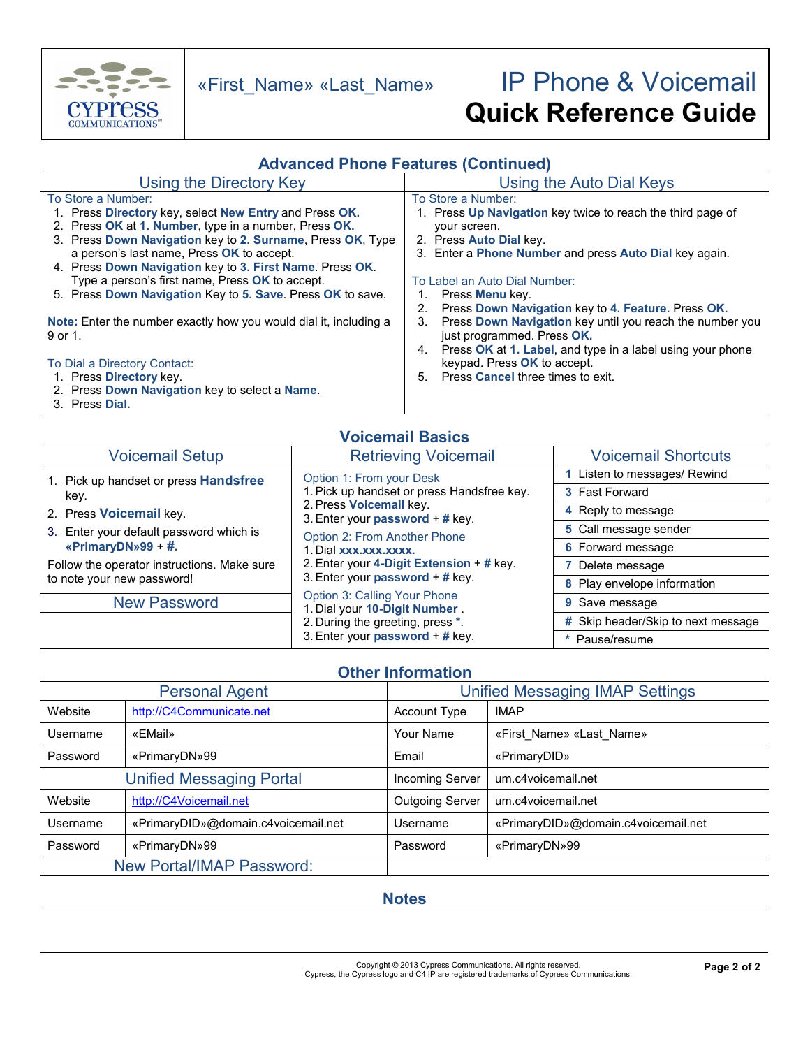«First_Name» «Last_Name»

# IP Phone & Voicemail
# Quick Reference Guide

## Advanced Phone Features (Continued)

### Using the Directory Key

To Store a Number:

1. Press **Directory** key, select **New Entry** and Press **OK**.
2. Press **OK** at **1. Number**, type in a number, Press **OK.**
3. Press **Down Navigation** key to **2. Surname**, Press **OK**, Type a person's last name, Press **OK** to accept.
4. Press **Down Navigation** key to **3. First Name**. Press **OK**. Type a person's first name, Press **OK** to accept.
5. Press **Down Navigation** Key to **5. Save**. Press **OK** to save.

**Note:** Enter the number exactly how you would dial it, including a 9 or 1.

To Dial a Directory Contact:

1. Press **Directory** key.
2. Press **Down Navigation** key to select a **Name**.
3. Press **Dial.**

### Using the Auto Dial Keys

To Store a Number:

1. Press **Up Navigation** key twice to reach the third page of your screen.
2. Press **Auto Dial** key.
3. Enter a **Phone Number** and press **Auto Dial** key again.

To Label an Auto Dial Number:

1. Press **Menu** key.
2. Press **Down Navigation** key to **4. Feature.** Press **OK.**
3. Press **Down Navigation** key until you reach the number you just programmed. Press **OK.**
4. Press **OK** at **1. Label**, and type in a label using your phone keypad. Press **OK** to accept.
5. Press **Cancel** three times to exit.

## Voicemail Basics

### Voicemail Setup

1. Pick up handset or press **Handsfree** key.
2. Press **Voicemail** key.
3. Enter your default password which is **«PrimaryDN»99** + **#.**

Follow the operator instructions. Make sure to note your new password!

### New Password

### Retrieving Voicemail

Option 1: From your Desk

1. Pick up handset or press Handsfree key.
2. Press **Voicemail** key.
3. Enter your **password** + **#** key.

Option 2: From Another Phone

1. Dial **xxx.xxx.xxxx.**
2. Enter your **4-Digit Extension** + **#** key.
3. Enter your **password** + **#** key.

Option 3: Calling Your Phone

1. Dial your **10-Digit Number** .
2. During the greeting, press **\***.
3. Enter your **password** + **#** key.

### Voicemail Shortcuts

| | |
|---|---|
| **1** | Listen to messages/ Rewind |
| **3** | Fast Forward |
| **4** | Reply to message |
| **5** | Call message sender |
| **6** | Forward message |
| **7** | Delete message |
| **8** | Play envelope information |
| **9** | Save message |
| **#** | Skip header/Skip to next message |
| **\*** | Pause/resume |

## Other Information

### Personal Agent

| | |
|---|---|
| Website | http://C4Communicate.net |
| Username | «EMail» |
| Password | «PrimaryDN»99 |

### Unified Messaging Portal

| | |
|---|---|
| Website | http://C4Voicemail.net |
| Username | «PrimaryDID»@domain.c4voicemail.net |
| Password | «PrimaryDN»99 |

New Portal/IMAP Password:

### Unified Messaging IMAP Settings

| | |
|---|---|
| Account Type | IMAP |
| Your Name | «First_Name» «Last_Name» |
| Email | «PrimaryDID» |
| Incoming Server | um.c4voicemail.net |
| Outgoing Server | um.c4voicemail.net |
| Username | «PrimaryDID»@domain.c4voicemail.net |
| Password | «PrimaryDN»99 |

## Notes

Copyright © 2013 Cypress Communications. All rights reserved.
Cypress, the Cypress logo and C4 IP are registered trademarks of Cypress Communications.